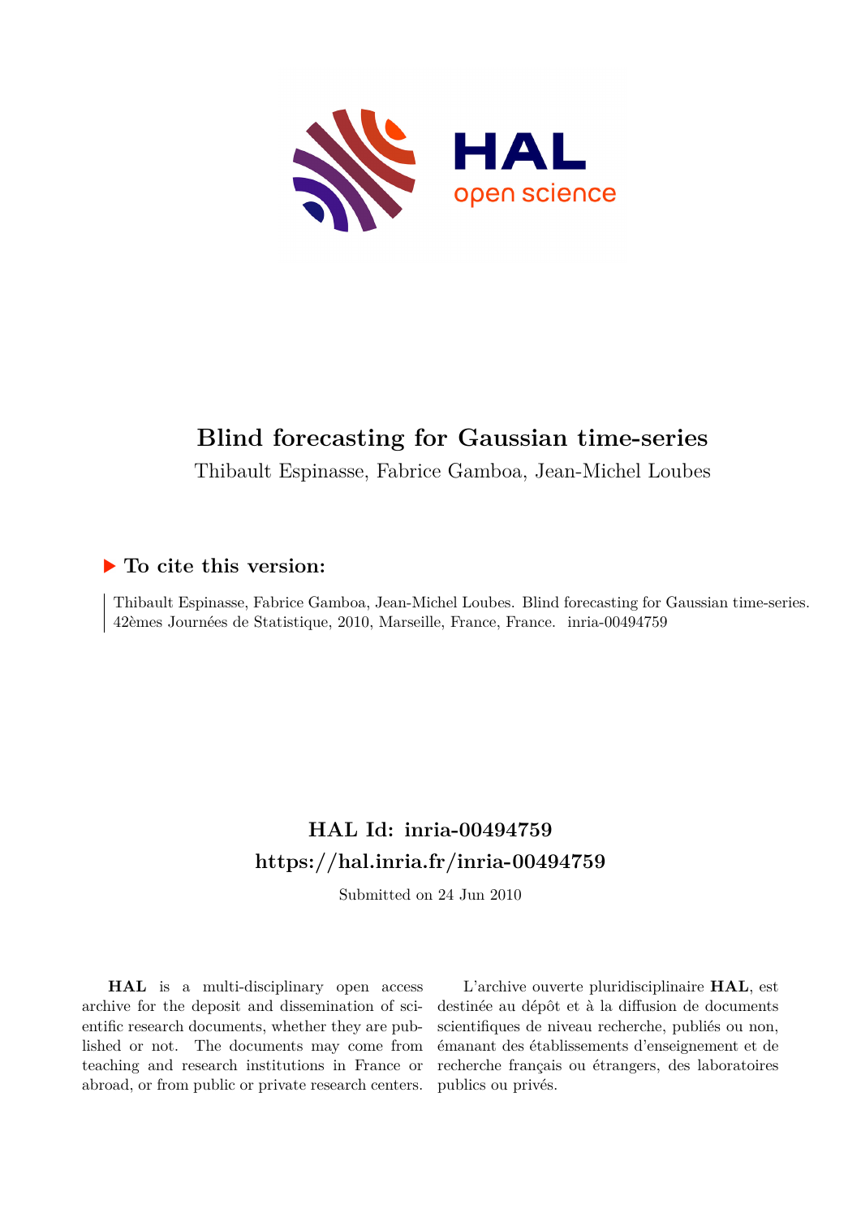# Blind forecasting for Gaussian time-series

Thibault Espinasse, Fabrice Gamboa, Jean-Michel Loubes

## ▶ To cite this version:

Thibault Espinasse, Fabrice Gamboa, Jean-Michel Loubes. Blind forecasting for Gaussian time-series. 42èmes Journées de Statistique, 2010, Marseille, France, France. inria-00494759

## HAL Id: inria-00494759
## https://hal.inria.fr/inria-00494759

Submitted on 24 Jun 2010

**HAL** is a multi-disciplinary open access archive for the deposit and dissemination of scientific research documents, whether they are published or not. The documents may come from teaching and research institutions in France or abroad, or from public or private research centers.

L'archive ouverte pluridisciplinaire **HAL**, est destinée au dépôt et à la diffusion de documents scientifiques de niveau recherche, publiés ou non, émanant des établissements d'enseignement et de recherche français ou étrangers, des laboratoires publics ou privés.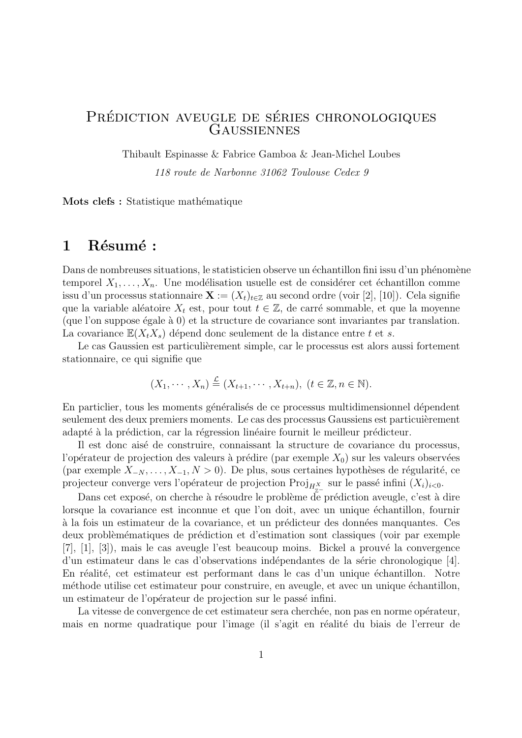# Prédiction aveugle de séries chronologiques Gaussiennes

Thibault Espinasse & Fabrice Gamboa & Jean-Michel Loubes

*118 route de Narbonne 31062 Toulouse Cedex 9*

**Mots clefs :** Statistique mathématique

## 1 Résumé :

Dans de nombreuses situations, le statisticien observe un échantillon fini issu d'un phénomène temporel $X_1, \ldots, X_n$. Une modélisation usuelle est de considérer cet échantillon comme issu d'un processus stationnaire $\mathbf{X} := (X_t)_{t \in \mathbb{Z}}$ au second ordre (voir [2], [10]). Cela signifie que la variable aléatoire $X_t$ est, pour tout $t \in \mathbb{Z}$, de carré sommable, et que la moyenne (que l'on suppose égale à 0) et la structure de covariance sont invariantes par translation. La covariance $\mathbb{E}(X_t X_s)$ dépend donc seulement de la distance entre $t$ et $s$.

Le cas Gaussien est particulièrement simple, car le processus est alors aussi fortement stationnaire, ce qui signifie que

$$(X_1, \cdots, X_n) \stackrel{\mathcal{L}}{=} (X_{t+1}, \cdots, X_{t+n}),\ (t \in \mathbb{Z}, n \in \mathbb{N}).$$

En particlier, tous les moments généralisés de ce processus multidimensionnel dépendent seulement des deux premiers moments. Le cas des processus Gaussiens est particuièrement adapté à la prédiction, car la régression linéaire fournit le meilleur prédicteur.

Il est donc aisé de construire, connaissant la structure de covariance du processus, l'opérateur de projection des valeurs à prédire (par exemple $X_0$) sur les valeurs observées (par exemple $X_{-N}, \ldots, X_{-1}, N > 0$). De plus, sous certaines hypothèses de régularité, ce projecteur converge vers l'opérateur de projection $\mathrm{Proj}_{H^X_{\mathbb{Z}^-}}$ sur le passé infini $(X_i)_{i<0}$.

Dans cet exposé, on cherche à résoudre le problème de prédiction aveugle, c'est à dire lorsque la covariance est inconnue et que l'on doit, avec un unique échantillon, fournir à la fois un estimateur de la covariance, et un prédicteur des données manquantes. Ces deux problèmatiques de prédiction et d'estimation sont classiques (voir par exemple [7], [1], [3]), mais le cas aveugle l'est beaucoup moins. Bickel a prouvé la convergence d'un estimateur dans le cas d'observations indépendantes de la série chronologique [4]. En réalité, cet estimateur est performant dans le cas d'un unique échantillon. Notre méthode utilise cet estimateur pour construire, en aveugle, et avec un unique échantillon, un estimateur de l'opérateur de projection sur le passé infini.

La vitesse de convergence de cet estimateur sera cherchée, non pas en norme opérateur, mais en norme quadratique pour l'image (il s'agit en réalité du biais de l'erreur de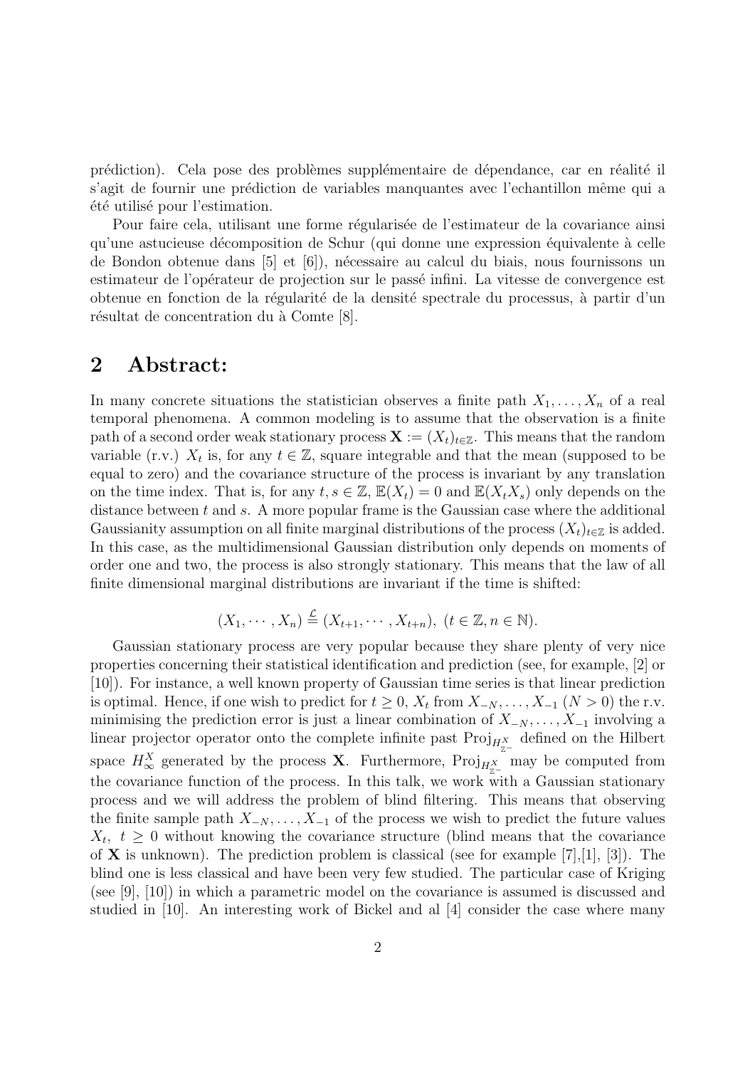prédiction). Cela pose des problèmes supplémentaire de dépendance, car en réalité il s'agit de fournir une prédiction de variables manquantes avec l'echantillon même qui a été utilisé pour l'estimation.

Pour faire cela, utilisant une forme régularisée de l'estimateur de la covariance ainsi qu'une astucieuse décomposition de Schur (qui donne une expression équivalente à celle de Bondon obtenue dans [5] et [6]), nécessaire au calcul du biais, nous fournissons un estimateur de l'opérateur de projection sur le passé infini. La vitesse de convergence est obtenue en fonction de la régularité de la densité spectrale du processus, à partir d'un résultat de concentration du à Comte [8].

## 2 Abstract:

In many concrete situations the statistician observes a finite path $X_1, \ldots, X_n$ of a real temporal phenomena. A common modeling is to assume that the observation is a finite path of a second order weak stationary process $\mathbf{X} := (X_t)_{t\in\mathbb{Z}}$. This means that the random variable (r.v.) $X_t$ is, for any $t \in \mathbb{Z}$, square integrable and that the mean (supposed to be equal to zero) and the covariance structure of the process is invariant by any translation on the time index. That is, for any $t, s \in \mathbb{Z}$, $\mathbb{E}(X_t) = 0$ and $\mathbb{E}(X_t X_s)$ only depends on the distance between $t$ and $s$. A more popular frame is the Gaussian case where the additional Gaussianity assumption on all finite marginal distributions of the process $(X_t)_{t\in\mathbb{Z}}$ is added. In this case, as the multidimensional Gaussian distribution only depends on moments of order one and two, the process is also strongly stationary. This means that the law of all finite dimensional marginal distributions are invariant if the time is shifted:

$$(X_1, \cdots, X_n) \stackrel{\mathcal{L}}{=} (X_{t+1}, \cdots, X_{t+n}),\ (t \in \mathbb{Z}, n \in \mathbb{N}).$$

Gaussian stationary process are very popular because they share plenty of very nice properties concerning their statistical identification and prediction (see, for example, [2] or [10]). For instance, a well known property of Gaussian time series is that linear prediction is optimal. Hence, if one wish to predict for $t \geq 0$, $X_t$ from $X_{-N}, \ldots, X_{-1}$ $(N > 0)$ the r.v. minimising the prediction error is just a linear combination of $X_{-N}, \ldots, X_{-1}$ involving a linear projector operator onto the complete infinite past $\mathrm{Proj}_{H^X_{\mathbb{Z}^-}}$ defined on the Hilbert space $H^X_\infty$ generated by the process $\mathbf{X}$. Furthermore, $\mathrm{Proj}_{H^X_{\mathbb{Z}^-}}$ may be computed from the covariance function of the process. In this talk, we work with a Gaussian stationary process and we will address the problem of blind filtering. This means that observing the finite sample path $X_{-N}, \ldots, X_{-1}$ of the process we wish to predict the future values $X_t,\ t \geq 0$ without knowing the covariance structure (blind means that the covariance of $\mathbf{X}$ is unknown). The prediction problem is classical (see for example [7],[1], [3]). The blind one is less classical and have been very few studied. The particular case of Kriging (see [9], [10]) in which a parametric model on the covariance is assumed is discussed and studied in [10]. An interesting work of Bickel and al [4] consider the case where many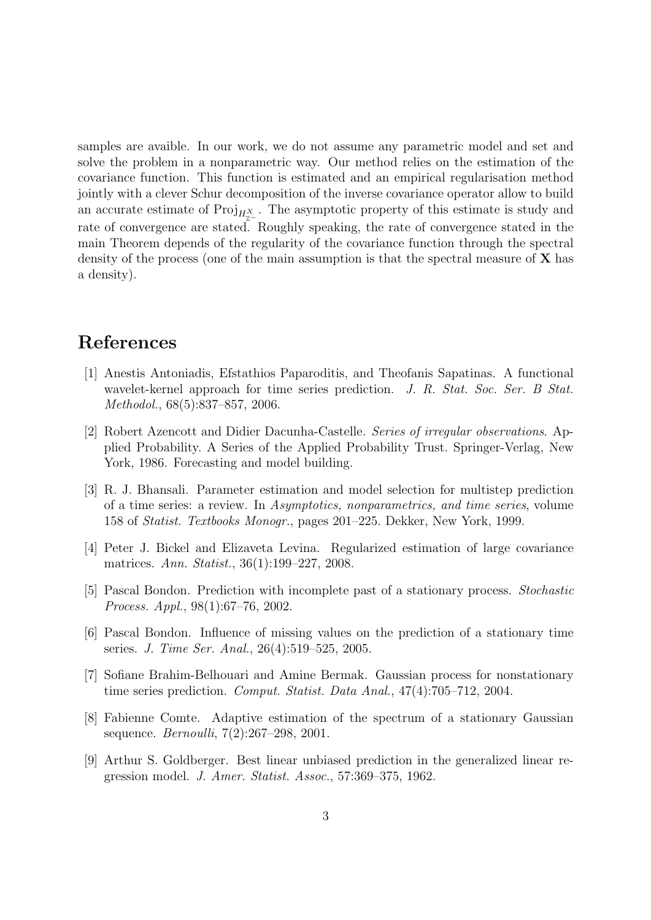samples are avaible. In our work, we do not assume any parametric model and set and solve the problem in a nonparametric way. Our method relies on the estimation of the covariance function. This function is estimated and an empirical regularisation method jointly with a clever Schur decomposition of the inverse covariance operator allow to build an accurate estimate of $\mathrm{Proj}_{H^X_{\mathbb{Z}^-}}$. The asymptotic property of this estimate is study and rate of convergence are stated. Roughly speaking, the rate of convergence stated in the main Theorem depends of the regularity of the covariance function through the spectral density of the process (one of the main assumption is that the spectral measure of $\mathbf{X}$ has a density).

## References

[1] Anestis Antoniadis, Efstathios Paparoditis, and Theofanis Sapatinas. A functional wavelet-kernel approach for time series prediction. *J. R. Stat. Soc. Ser. B Stat. Methodol.*, 68(5):837–857, 2006.

[2] Robert Azencott and Didier Dacunha-Castelle. *Series of irregular observations*. Applied Probability. A Series of the Applied Probability Trust. Springer-Verlag, New York, 1986. Forecasting and model building.

[3] R. J. Bhansali. Parameter estimation and model selection for multistep prediction of a time series: a review. In *Asymptotics, nonparametrics, and time series*, volume 158 of *Statist. Textbooks Monogr.*, pages 201–225. Dekker, New York, 1999.

[4] Peter J. Bickel and Elizaveta Levina. Regularized estimation of large covariance matrices. *Ann. Statist.*, 36(1):199–227, 2008.

[5] Pascal Bondon. Prediction with incomplete past of a stationary process. *Stochastic Process. Appl.*, 98(1):67–76, 2002.

[6] Pascal Bondon. Influence of missing values on the prediction of a stationary time series. *J. Time Ser. Anal.*, 26(4):519–525, 2005.

[7] Sofiane Brahim-Belhouari and Amine Bermak. Gaussian process for nonstationary time series prediction. *Comput. Statist. Data Anal.*, 47(4):705–712, 2004.

[8] Fabienne Comte. Adaptive estimation of the spectrum of a stationary Gaussian sequence. *Bernoulli*, 7(2):267–298, 2001.

[9] Arthur S. Goldberger. Best linear unbiased prediction in the generalized linear regression model. *J. Amer. Statist. Assoc.*, 57:369–375, 1962.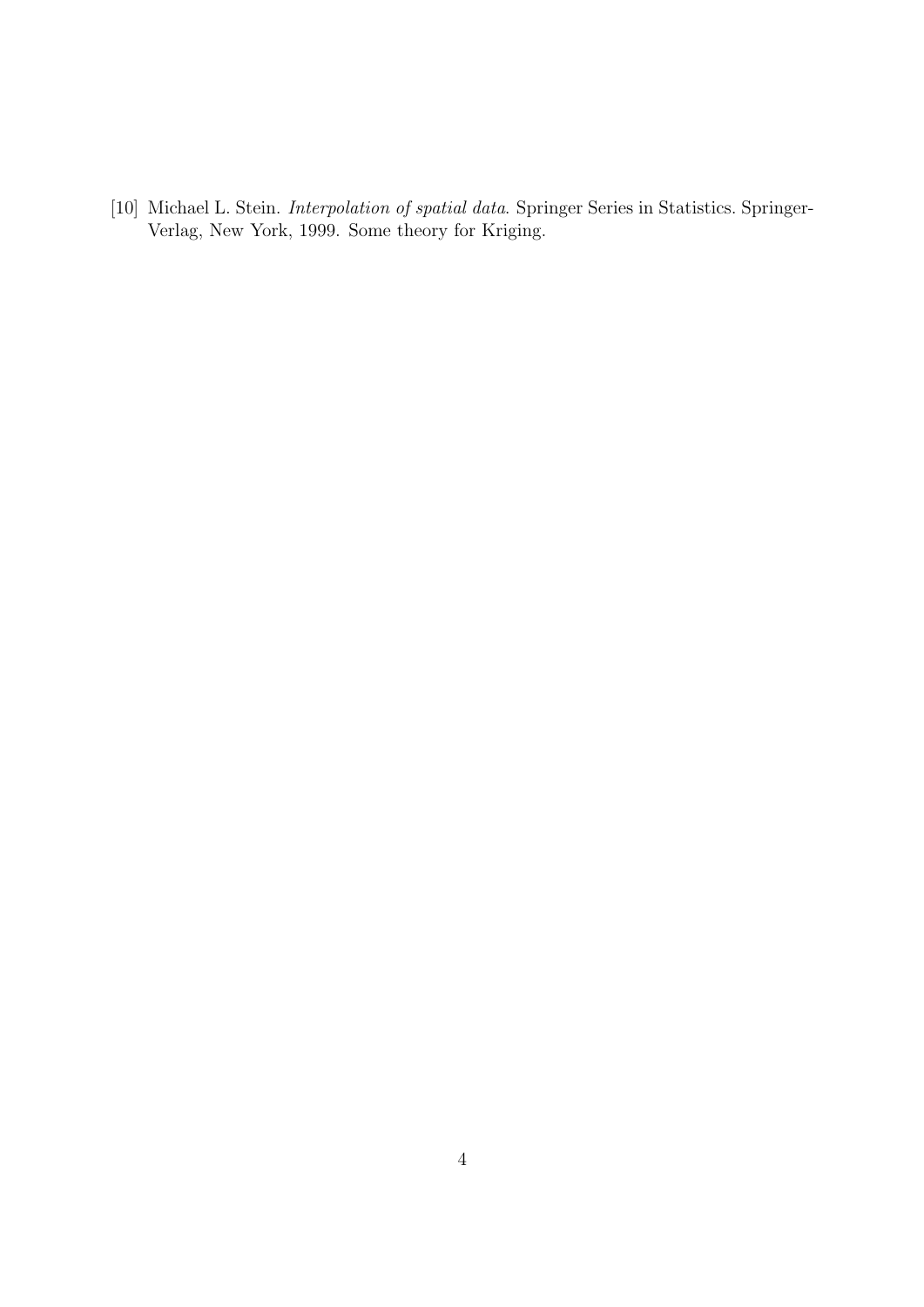[10] Michael L. Stein. *Interpolation of spatial data*. Springer Series in Statistics. Springer-Verlag, New York, 1999. Some theory for Kriging.